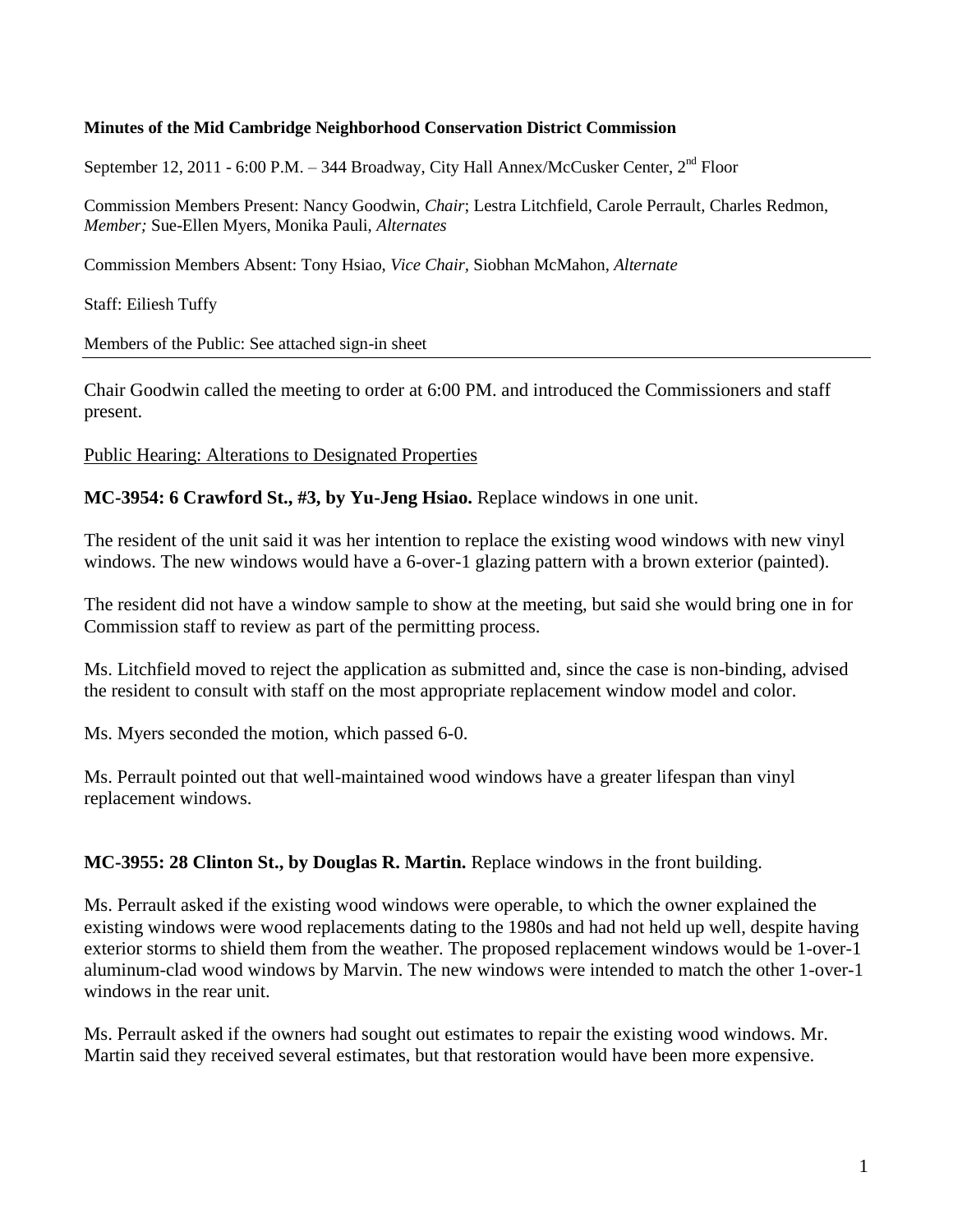**Minutes of the Mid Cambridge Neighborhood Conservation District Commission**

September 12, 2011 - 6:00 P.M. – 344 Broadway, City Hall Annex/McCusker Center, 2nd Floor

Commission Members Present: Nancy Goodwin, *Chair*; Lestra Litchfield, Carole Perrault, Charles Redmon, *Member;* Sue-Ellen Myers, Monika Pauli, *Alternates*

Commission Members Absent: Tony Hsiao, *Vice Chair,* Siobhan McMahon, *Alternate*

Staff: Eiliesh Tuffy

Members of the Public: See attached sign-in sheet

---

Chair Goodwin called the meeting to order at 6:00 PM. and introduced the Commissioners and staff present.

Public Hearing: Alterations to Designated Properties

**MC-3954: 6 Crawford St., #3, by Yu-Jeng Hsiao.** Replace windows in one unit.

The resident of the unit said it was her intention to replace the existing wood windows with new vinyl windows. The new windows would have a 6-over-1 glazing pattern with a brown exterior (painted).

The resident did not have a window sample to show at the meeting, but said she would bring one in for Commission staff to review as part of the permitting process.

Ms. Litchfield moved to reject the application as submitted and, since the case is non-binding, advised the resident to consult with staff on the most appropriate replacement window model and color.

Ms. Myers seconded the motion, which passed 6-0.

Ms. Perrault pointed out that well-maintained wood windows have a greater lifespan than vinyl replacement windows.

**MC-3955: 28 Clinton St., by Douglas R. Martin.** Replace windows in the front building.

Ms. Perrault asked if the existing wood windows were operable, to which the owner explained the existing windows were wood replacements dating to the 1980s and had not held up well, despite having exterior storms to shield them from the weather. The proposed replacement windows would be 1-over-1 aluminum-clad wood windows by Marvin. The new windows were intended to match the other 1-over-1 windows in the rear unit.

Ms. Perrault asked if the owners had sought out estimates to repair the existing wood windows. Mr. Martin said they received several estimates, but that restoration would have been more expensive.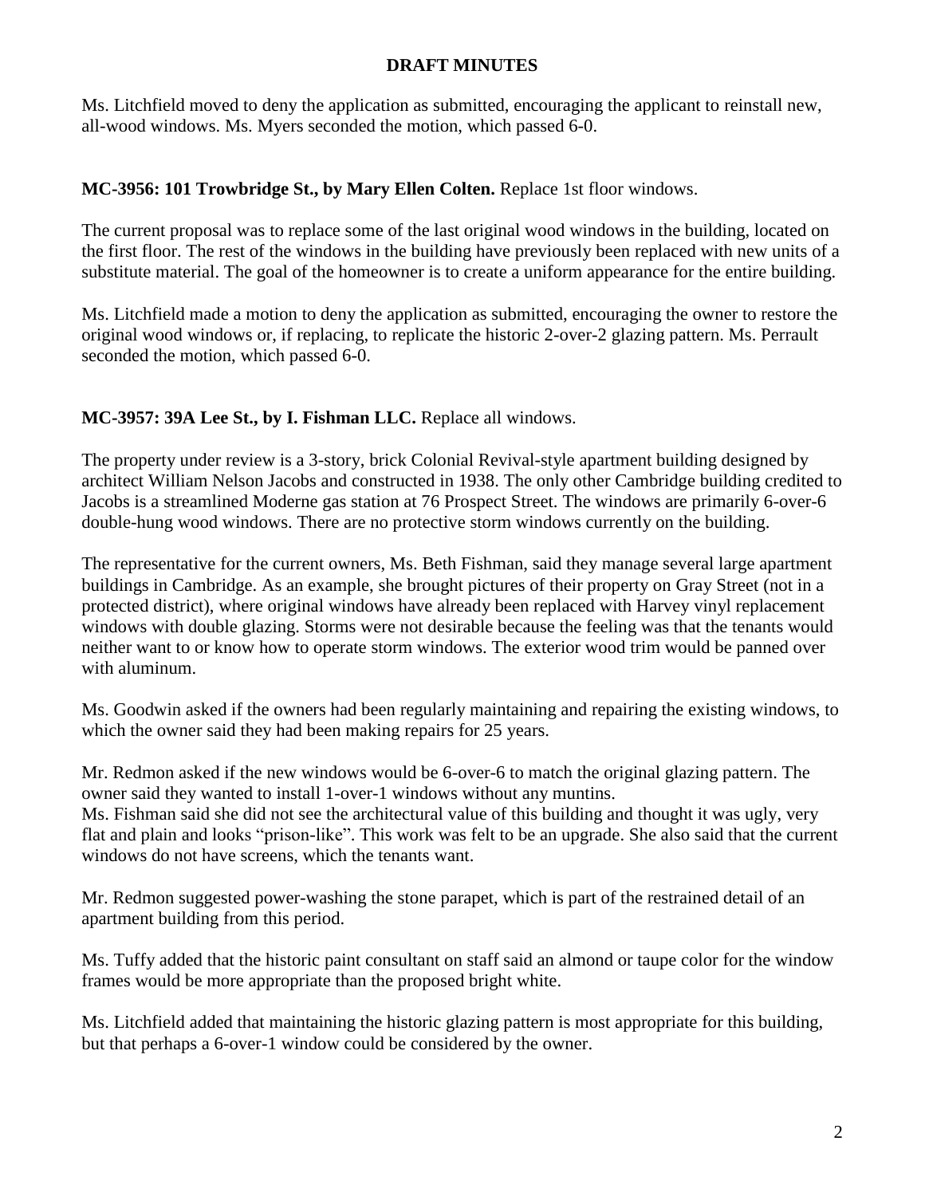**DRAFT MINUTES**

Ms. Litchfield moved to deny the application as submitted, encouraging the applicant to reinstall new, all-wood windows. Ms. Myers seconded the motion, which passed 6-0.

**MC-3956: 101 Trowbridge St., by Mary Ellen Colten.** Replace 1st floor windows.

The current proposal was to replace some of the last original wood windows in the building, located on the first floor. The rest of the windows in the building have previously been replaced with new units of a substitute material. The goal of the homeowner is to create a uniform appearance for the entire building.

Ms. Litchfield made a motion to deny the application as submitted, encouraging the owner to restore the original wood windows or, if replacing, to replicate the historic 2-over-2 glazing pattern. Ms. Perrault seconded the motion, which passed 6-0.

**MC-3957: 39A Lee St., by I. Fishman LLC.** Replace all windows.

The property under review is a 3-story, brick Colonial Revival-style apartment building designed by architect William Nelson Jacobs and constructed in 1938. The only other Cambridge building credited to Jacobs is a streamlined Moderne gas station at 76 Prospect Street. The windows are primarily 6-over-6 double-hung wood windows. There are no protective storm windows currently on the building.

The representative for the current owners, Ms. Beth Fishman, said they manage several large apartment buildings in Cambridge. As an example, she brought pictures of their property on Gray Street (not in a protected district), where original windows have already been replaced with Harvey vinyl replacement windows with double glazing. Storms were not desirable because the feeling was that the tenants would neither want to or know how to operate storm windows. The exterior wood trim would be panned over with aluminum.

Ms. Goodwin asked if the owners had been regularly maintaining and repairing the existing windows, to which the owner said they had been making repairs for 25 years.

Mr. Redmon asked if the new windows would be 6-over-6 to match the original glazing pattern. The owner said they wanted to install 1-over-1 windows without any muntins.
Ms. Fishman said she did not see the architectural value of this building and thought it was ugly, very flat and plain and looks "prison-like". This work was felt to be an upgrade. She also said that the current windows do not have screens, which the tenants want.

Mr. Redmon suggested power-washing the stone parapet, which is part of the restrained detail of an apartment building from this period.

Ms. Tuffy added that the historic paint consultant on staff said an almond or taupe color for the window frames would be more appropriate than the proposed bright white.

Ms. Litchfield added that maintaining the historic glazing pattern is most appropriate for this building, but that perhaps a 6-over-1 window could be considered by the owner.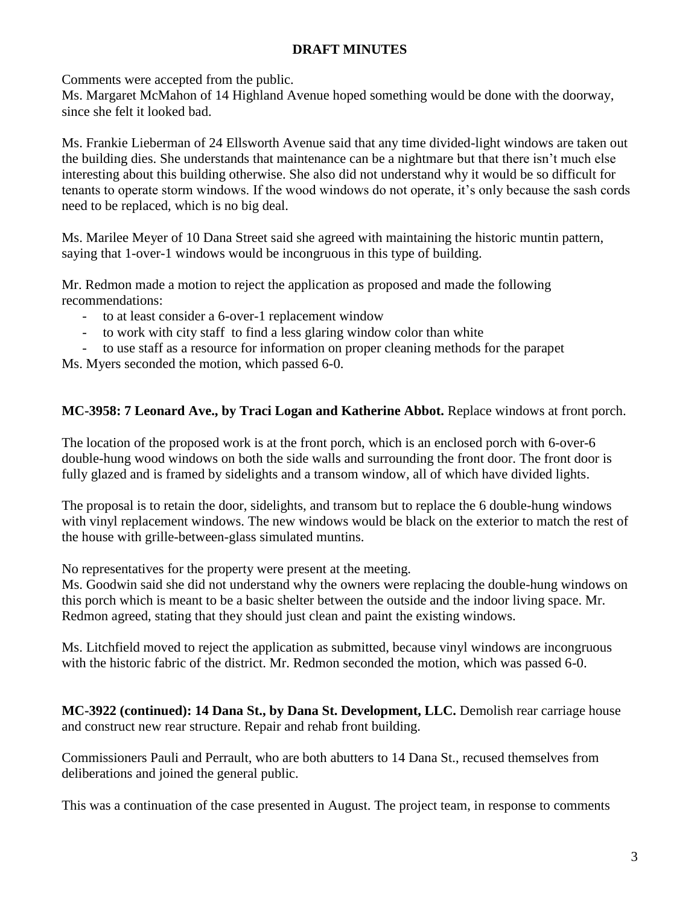**DRAFT MINUTES**

Comments were accepted from the public.
Ms. Margaret McMahon of 14 Highland Avenue hoped something would be done with the doorway, since she felt it looked bad.

Ms. Frankie Lieberman of 24 Ellsworth Avenue said that any time divided-light windows are taken out the building dies. She understands that maintenance can be a nightmare but that there isn't much else interesting about this building otherwise. She also did not understand why it would be so difficult for tenants to operate storm windows. If the wood windows do not operate, it's only because the sash cords need to be replaced, which is no big deal.

Ms. Marilee Meyer of 10 Dana Street said she agreed with maintaining the historic muntin pattern, saying that 1-over-1 windows would be incongruous in this type of building.

Mr. Redmon made a motion to reject the application as proposed and made the following recommendations:

- to at least consider a 6-over-1 replacement window
- to work with city staff to find a less glaring window color than white
- to use staff as a resource for information on proper cleaning methods for the parapet

Ms. Myers seconded the motion, which passed 6-0.

**MC-3958: 7 Leonard Ave., by Traci Logan and Katherine Abbot.** Replace windows at front porch.

The location of the proposed work is at the front porch, which is an enclosed porch with 6-over-6 double-hung wood windows on both the side walls and surrounding the front door. The front door is fully glazed and is framed by sidelights and a transom window, all of which have divided lights.

The proposal is to retain the door, sidelights, and transom but to replace the 6 double-hung windows with vinyl replacement windows. The new windows would be black on the exterior to match the rest of the house with grille-between-glass simulated muntins.

No representatives for the property were present at the meeting.
Ms. Goodwin said she did not understand why the owners were replacing the double-hung windows on this porch which is meant to be a basic shelter between the outside and the indoor living space. Mr. Redmon agreed, stating that they should just clean and paint the existing windows.

Ms. Litchfield moved to reject the application as submitted, because vinyl windows are incongruous with the historic fabric of the district. Mr. Redmon seconded the motion, which was passed 6-0.

**MC-3922 (continued): 14 Dana St., by Dana St. Development, LLC.** Demolish rear carriage house and construct new rear structure. Repair and rehab front building.

Commissioners Pauli and Perrault, who are both abutters to 14 Dana St., recused themselves from deliberations and joined the general public.

This was a continuation of the case presented in August. The project team, in response to comments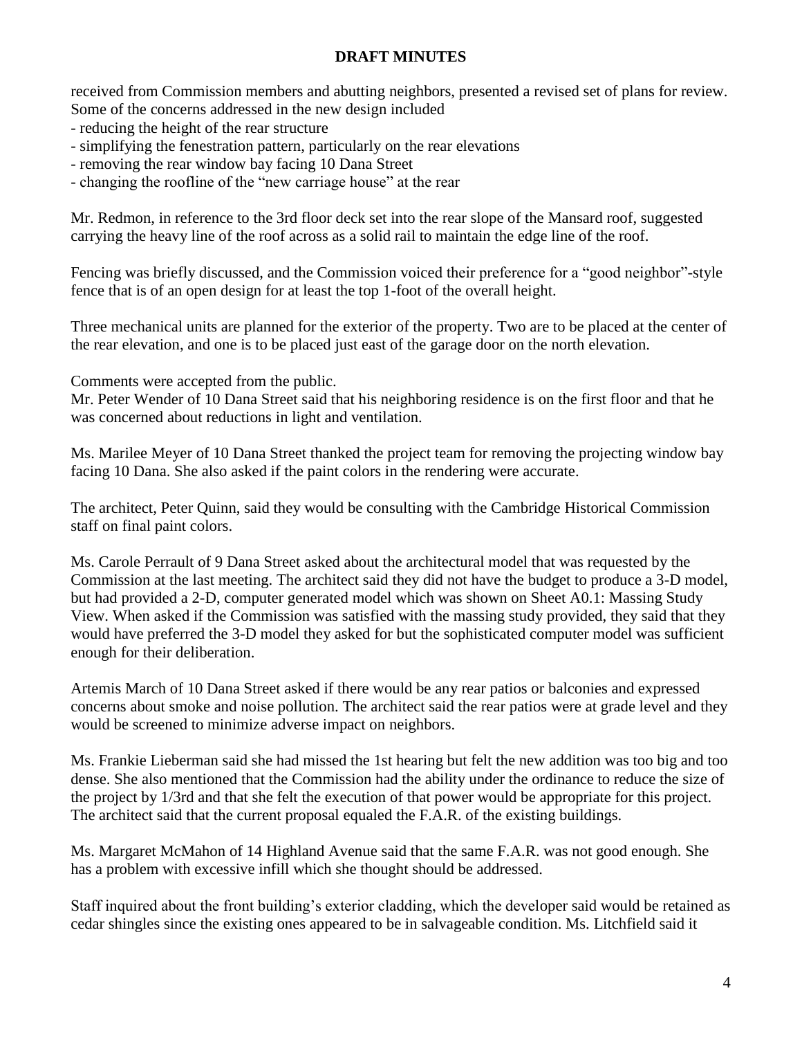**DRAFT MINUTES**

received from Commission members and abutting neighbors, presented a revised set of plans for review. Some of the concerns addressed in the new design included

- reducing the height of the rear structure
- simplifying the fenestration pattern, particularly on the rear elevations
- removing the rear window bay facing 10 Dana Street
- changing the roofline of the "new carriage house" at the rear

Mr. Redmon, in reference to the 3rd floor deck set into the rear slope of the Mansard roof, suggested carrying the heavy line of the roof across as a solid rail to maintain the edge line of the roof.

Fencing was briefly discussed, and the Commission voiced their preference for a "good neighbor"-style fence that is of an open design for at least the top 1-foot of the overall height.

Three mechanical units are planned for the exterior of the property. Two are to be placed at the center of the rear elevation, and one is to be placed just east of the garage door on the north elevation.

Comments were accepted from the public.
Mr. Peter Wender of 10 Dana Street said that his neighboring residence is on the first floor and that he was concerned about reductions in light and ventilation.

Ms. Marilee Meyer of 10 Dana Street thanked the project team for removing the projecting window bay facing 10 Dana. She also asked if the paint colors in the rendering were accurate.

The architect, Peter Quinn, said they would be consulting with the Cambridge Historical Commission staff on final paint colors.

Ms. Carole Perrault of 9 Dana Street asked about the architectural model that was requested by the Commission at the last meeting. The architect said they did not have the budget to produce a 3-D model, but had provided a 2-D, computer generated model which was shown on Sheet A0.1: Massing Study View. When asked if the Commission was satisfied with the massing study provided, they said that they would have preferred the 3-D model they asked for but the sophisticated computer model was sufficient enough for their deliberation.

Artemis March of 10 Dana Street asked if there would be any rear patios or balconies and expressed concerns about smoke and noise pollution. The architect said the rear patios were at grade level and they would be screened to minimize adverse impact on neighbors.

Ms. Frankie Lieberman said she had missed the 1st hearing but felt the new addition was too big and too dense. She also mentioned that the Commission had the ability under the ordinance to reduce the size of the project by 1/3rd and that she felt the execution of that power would be appropriate for this project. The architect said that the current proposal equaled the F.A.R. of the existing buildings.

Ms. Margaret McMahon of 14 Highland Avenue said that the same F.A.R. was not good enough. She has a problem with excessive infill which she thought should be addressed.

Staff inquired about the front building's exterior cladding, which the developer said would be retained as cedar shingles since the existing ones appeared to be in salvageable condition. Ms. Litchfield said it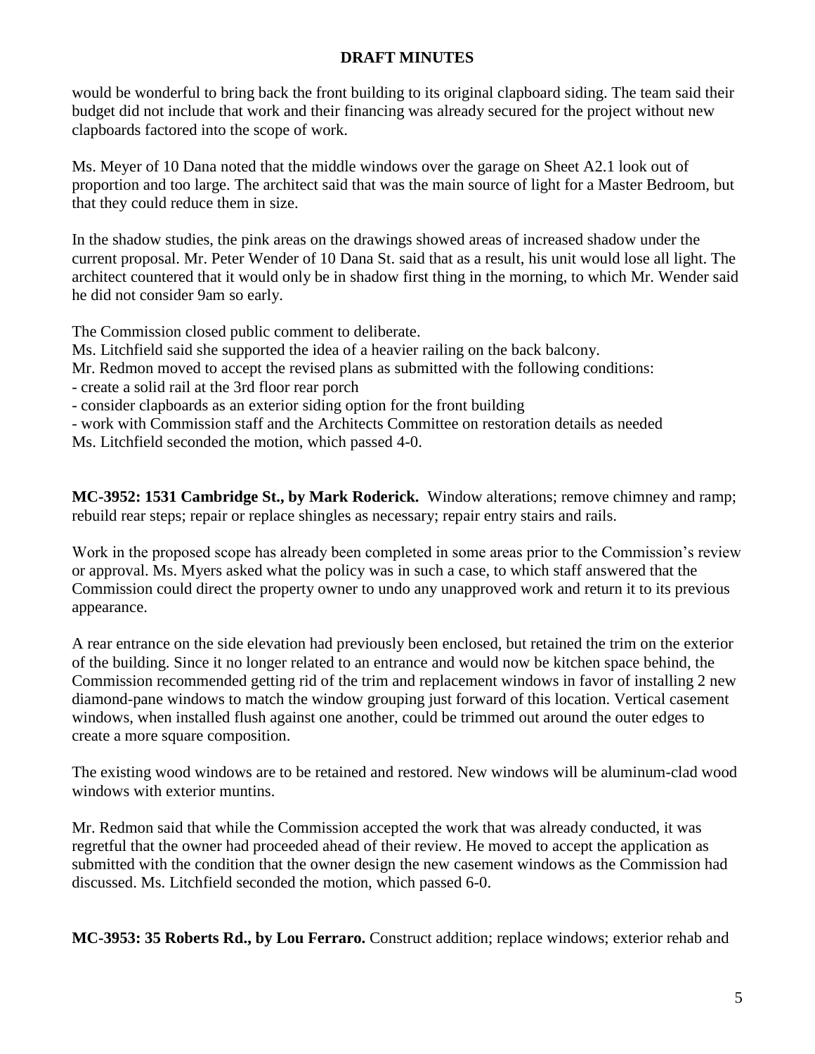**DRAFT MINUTES**

would be wonderful to bring back the front building to its original clapboard siding. The team said their budget did not include that work and their financing was already secured for the project without new clapboards factored into the scope of work.

Ms. Meyer of 10 Dana noted that the middle windows over the garage on Sheet A2.1 look out of proportion and too large. The architect said that was the main source of light for a Master Bedroom, but that they could reduce them in size.

In the shadow studies, the pink areas on the drawings showed areas of increased shadow under the current proposal. Mr. Peter Wender of 10 Dana St. said that as a result, his unit would lose all light. The architect countered that it would only be in shadow first thing in the morning, to which Mr. Wender said he did not consider 9am so early.

The Commission closed public comment to deliberate.

Ms. Litchfield said she supported the idea of a heavier railing on the back balcony.

Mr. Redmon moved to accept the revised plans as submitted with the following conditions:

- create a solid rail at the 3rd floor rear porch
- consider clapboards as an exterior siding option for the front building
- work with Commission staff and the Architects Committee on restoration details as needed

Ms. Litchfield seconded the motion, which passed 4-0.

**MC-3952: 1531 Cambridge St., by Mark Roderick.** Window alterations; remove chimney and ramp; rebuild rear steps; repair or replace shingles as necessary; repair entry stairs and rails.

Work in the proposed scope has already been completed in some areas prior to the Commission's review or approval. Ms. Myers asked what the policy was in such a case, to which staff answered that the Commission could direct the property owner to undo any unapproved work and return it to its previous appearance.

A rear entrance on the side elevation had previously been enclosed, but retained the trim on the exterior of the building. Since it no longer related to an entrance and would now be kitchen space behind, the Commission recommended getting rid of the trim and replacement windows in favor of installing 2 new diamond-pane windows to match the window grouping just forward of this location. Vertical casement windows, when installed flush against one another, could be trimmed out around the outer edges to create a more square composition.

The existing wood windows are to be retained and restored. New windows will be aluminum-clad wood windows with exterior muntins.

Mr. Redmon said that while the Commission accepted the work that was already conducted, it was regretful that the owner had proceeded ahead of their review. He moved to accept the application as submitted with the condition that the owner design the new casement windows as the Commission had discussed. Ms. Litchfield seconded the motion, which passed 6-0.

**MC-3953: 35 Roberts Rd., by Lou Ferraro.** Construct addition; replace windows; exterior rehab and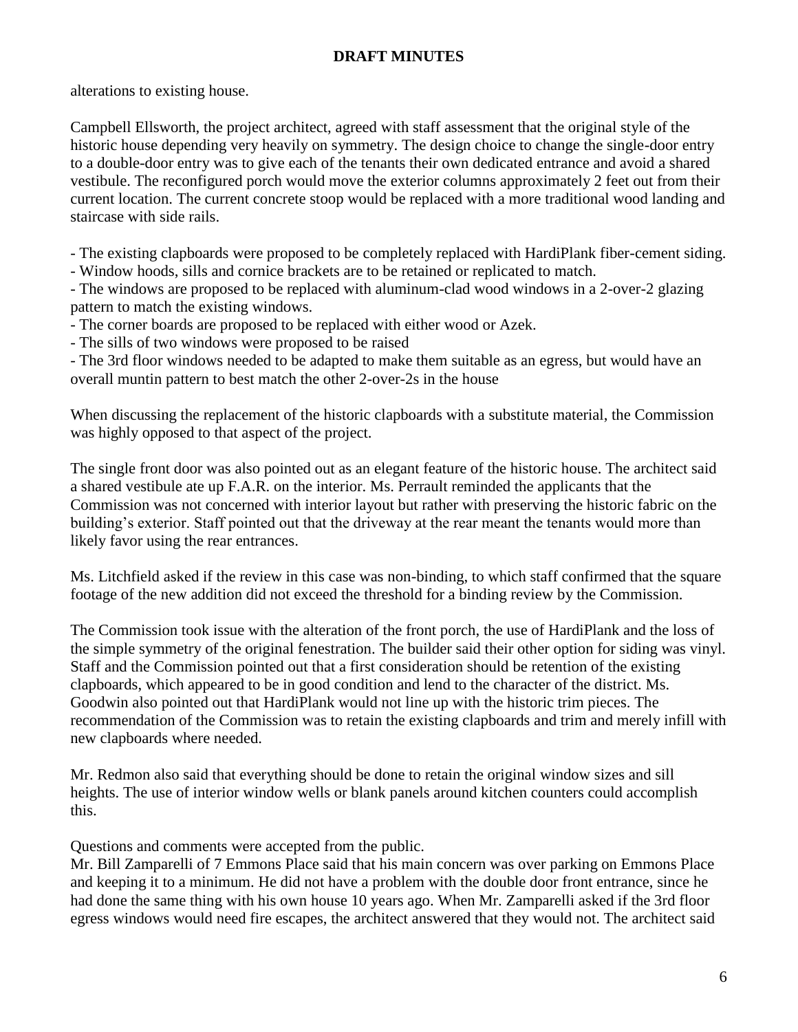**DRAFT MINUTES**

alterations to existing house.

Campbell Ellsworth, the project architect, agreed with staff assessment that the original style of the historic house depending very heavily on symmetry. The design choice to change the single-door entry to a double-door entry was to give each of the tenants their own dedicated entrance and avoid a shared vestibule. The reconfigured porch would move the exterior columns approximately 2 feet out from their current location. The current concrete stoop would be replaced with a more traditional wood landing and staircase with side rails.

- The existing clapboards were proposed to be completely replaced with HardiPlank fiber-cement siding.
- Window hoods, sills and cornice brackets are to be retained or replicated to match.
- The windows are proposed to be replaced with aluminum-clad wood windows in a 2-over-2 glazing pattern to match the existing windows.
- The corner boards are proposed to be replaced with either wood or Azek.
- The sills of two windows were proposed to be raised
- The 3rd floor windows needed to be adapted to make them suitable as an egress, but would have an overall muntin pattern to best match the other 2-over-2s in the house

When discussing the replacement of the historic clapboards with a substitute material, the Commission was highly opposed to that aspect of the project.

The single front door was also pointed out as an elegant feature of the historic house. The architect said a shared vestibule ate up F.A.R. on the interior. Ms. Perrault reminded the applicants that the Commission was not concerned with interior layout but rather with preserving the historic fabric on the building's exterior. Staff pointed out that the driveway at the rear meant the tenants would more than likely favor using the rear entrances.

Ms. Litchfield asked if the review in this case was non-binding, to which staff confirmed that the square footage of the new addition did not exceed the threshold for a binding review by the Commission.

The Commission took issue with the alteration of the front porch, the use of HardiPlank and the loss of the simple symmetry of the original fenestration. The builder said their other option for siding was vinyl. Staff and the Commission pointed out that a first consideration should be retention of the existing clapboards, which appeared to be in good condition and lend to the character of the district. Ms. Goodwin also pointed out that HardiPlank would not line up with the historic trim pieces. The recommendation of the Commission was to retain the existing clapboards and trim and merely infill with new clapboards where needed.

Mr. Redmon also said that everything should be done to retain the original window sizes and sill heights. The use of interior window wells or blank panels around kitchen counters could accomplish this.

Questions and comments were accepted from the public.
Mr. Bill Zamparelli of 7 Emmons Place said that his main concern was over parking on Emmons Place and keeping it to a minimum. He did not have a problem with the double door front entrance, since he had done the same thing with his own house 10 years ago. When Mr. Zamparelli asked if the 3rd floor egress windows would need fire escapes, the architect answered that they would not. The architect said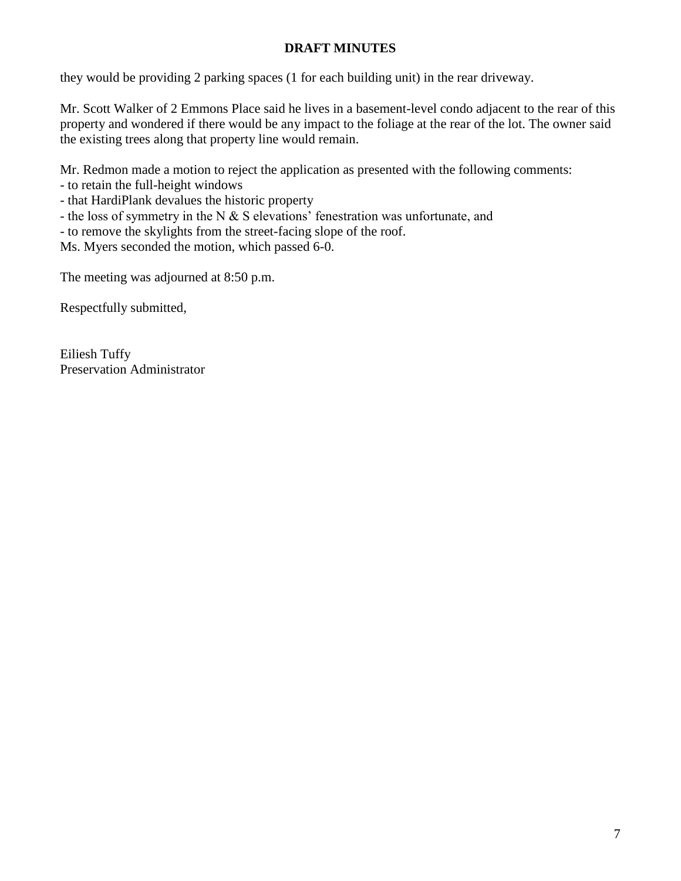**DRAFT MINUTES**

they would be providing 2 parking spaces (1 for each building unit) in the rear driveway.

Mr. Scott Walker of 2 Emmons Place said he lives in a basement-level condo adjacent to the rear of this property and wondered if there would be any impact to the foliage at the rear of the lot. The owner said the existing trees along that property line would remain.

Mr. Redmon made a motion to reject the application as presented with the following comments:
- to retain the full-height windows
- that HardiPlank devalues the historic property
- the loss of symmetry in the N & S elevations' fenestration was unfortunate, and
- to remove the skylights from the street-facing slope of the roof.

Ms. Myers seconded the motion, which passed 6-0.

The meeting was adjourned at 8:50 p.m.

Respectfully submitted,

Eiliesh Tuffy
Preservation Administrator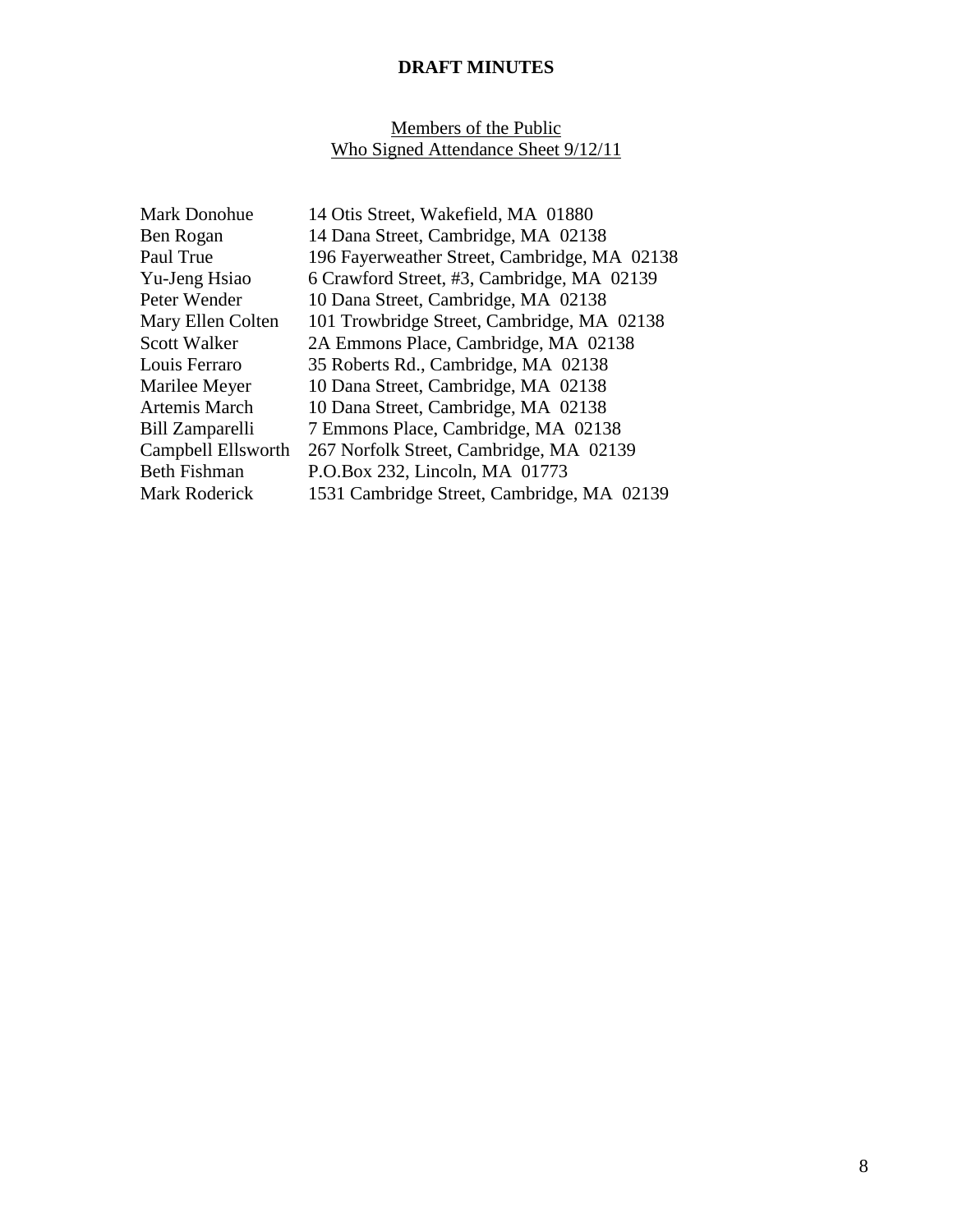**DRAFT MINUTES**

Members of the Public
Who Signed Attendance Sheet 9/12/11

| | |
|---|---|
| Mark Donohue | 14 Otis Street, Wakefield, MA 01880 |
| Ben Rogan | 14 Dana Street, Cambridge, MA 02138 |
| Paul True | 196 Fayerweather Street, Cambridge, MA 02138 |
| Yu-Jeng Hsiao | 6 Crawford Street, #3, Cambridge, MA 02139 |
| Peter Wender | 10 Dana Street, Cambridge, MA 02138 |
| Mary Ellen Colten | 101 Trowbridge Street, Cambridge, MA 02138 |
| Scott Walker | 2A Emmons Place, Cambridge, MA 02138 |
| Louis Ferraro | 35 Roberts Rd., Cambridge, MA 02138 |
| Marilee Meyer | 10 Dana Street, Cambridge, MA 02138 |
| Artemis March | 10 Dana Street, Cambridge, MA 02138 |
| Bill Zamparelli | 7 Emmons Place, Cambridge, MA 02138 |
| Campbell Ellsworth | 267 Norfolk Street, Cambridge, MA 02139 |
| Beth Fishman | P.O.Box 232, Lincoln, MA 01773 |
| Mark Roderick | 1531 Cambridge Street, Cambridge, MA 02139 |